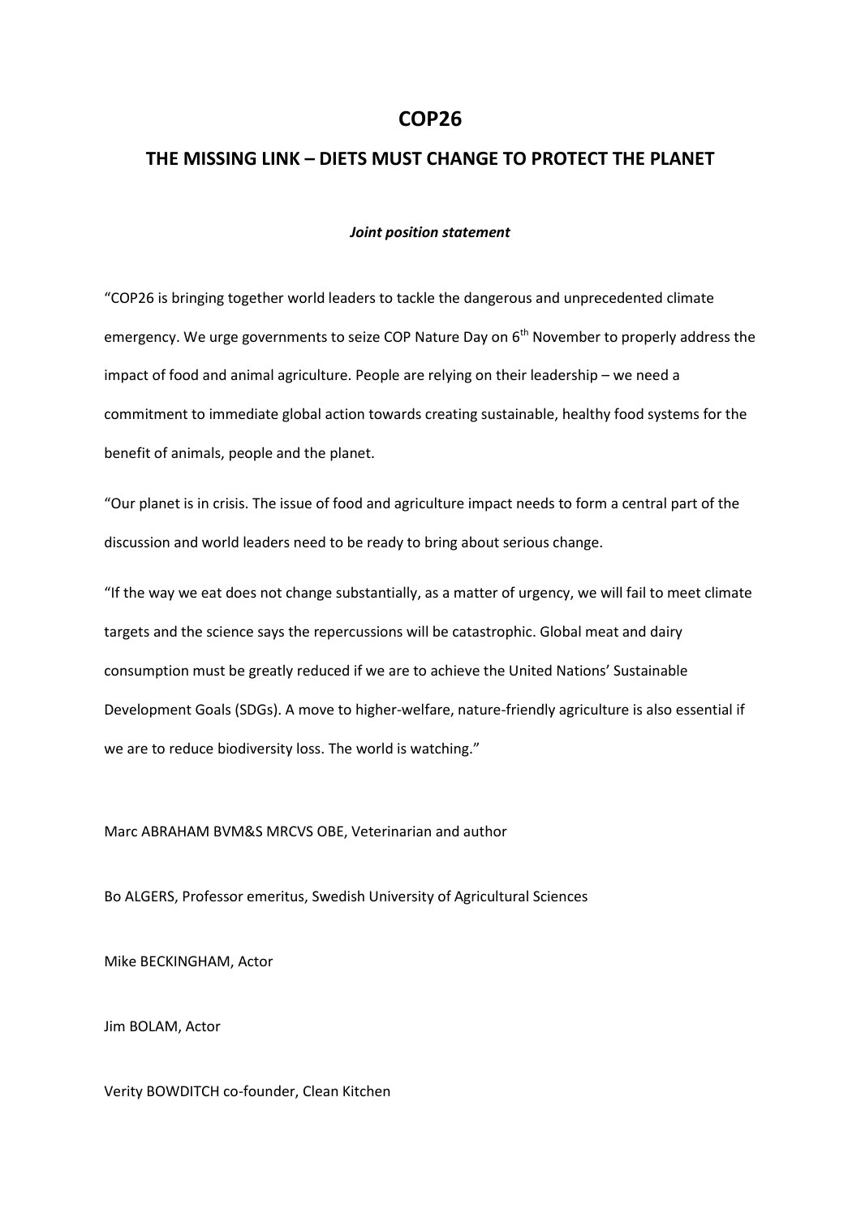# COP26

## THE MISSING LINK – DIETS MUST CHANGE TO PROTECT THE PLANET

***Joint position statement***

"COP26 is bringing together world leaders to tackle the dangerous and unprecedented climate emergency. We urge governments to seize COP Nature Day on 6th November to properly address the impact of food and animal agriculture. People are relying on their leadership – we need a commitment to immediate global action towards creating sustainable, healthy food systems for the benefit of animals, people and the planet.

"Our planet is in crisis. The issue of food and agriculture impact needs to form a central part of the discussion and world leaders need to be ready to bring about serious change.

"If the way we eat does not change substantially, as a matter of urgency, we will fail to meet climate targets and the science says the repercussions will be catastrophic. Global meat and dairy consumption must be greatly reduced if we are to achieve the United Nations' Sustainable Development Goals (SDGs). A move to higher-welfare, nature-friendly agriculture is also essential if we are to reduce biodiversity loss. The world is watching."

Marc ABRAHAM BVM&S MRCVS OBE, Veterinarian and author

Bo ALGERS, Professor emeritus, Swedish University of Agricultural Sciences

Mike BECKINGHAM, Actor

Jim BOLAM, Actor

Verity BOWDITCH co-founder, Clean Kitchen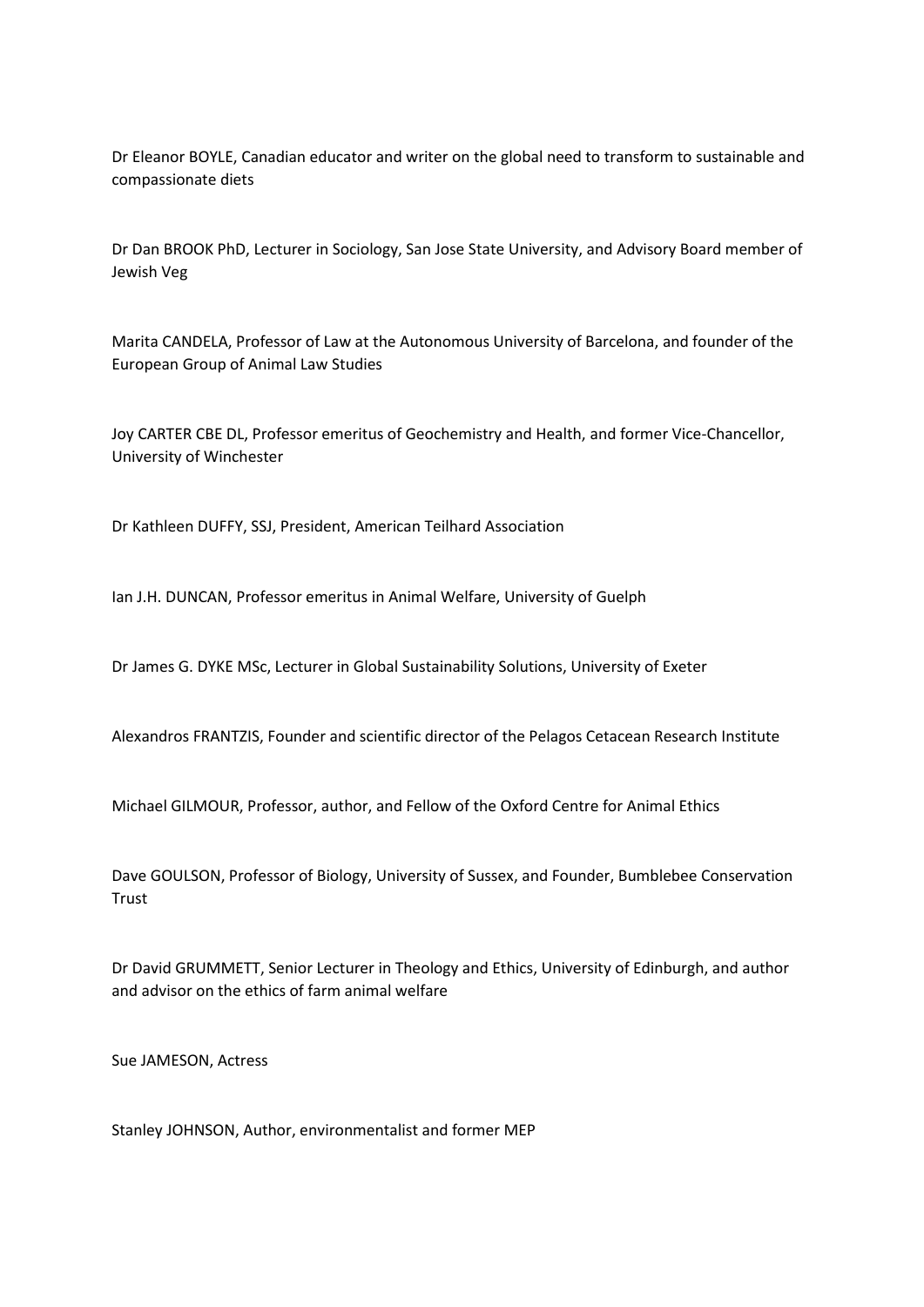Dr Eleanor BOYLE, Canadian educator and writer on the global need to transform to sustainable and compassionate diets

Dr Dan BROOK PhD, Lecturer in Sociology, San Jose State University, and Advisory Board member of Jewish Veg

Marita CANDELA, Professor of Law at the Autonomous University of Barcelona, and founder of the European Group of Animal Law Studies

Joy CARTER CBE DL, Professor emeritus of Geochemistry and Health, and former Vice-Chancellor, University of Winchester

Dr Kathleen DUFFY, SSJ, President, American Teilhard Association

Ian J.H. DUNCAN, Professor emeritus in Animal Welfare, University of Guelph

Dr James G. DYKE MSc, Lecturer in Global Sustainability Solutions, University of Exeter

Alexandros FRANTZIS, Founder and scientific director of the Pelagos Cetacean Research Institute

Michael GILMOUR, Professor, author, and Fellow of the Oxford Centre for Animal Ethics

Dave GOULSON, Professor of Biology, University of Sussex, and Founder, Bumblebee Conservation Trust

Dr David GRUMMETT, Senior Lecturer in Theology and Ethics, University of Edinburgh, and author and advisor on the ethics of farm animal welfare

Sue JAMESON, Actress

Stanley JOHNSON, Author, environmentalist and former MEP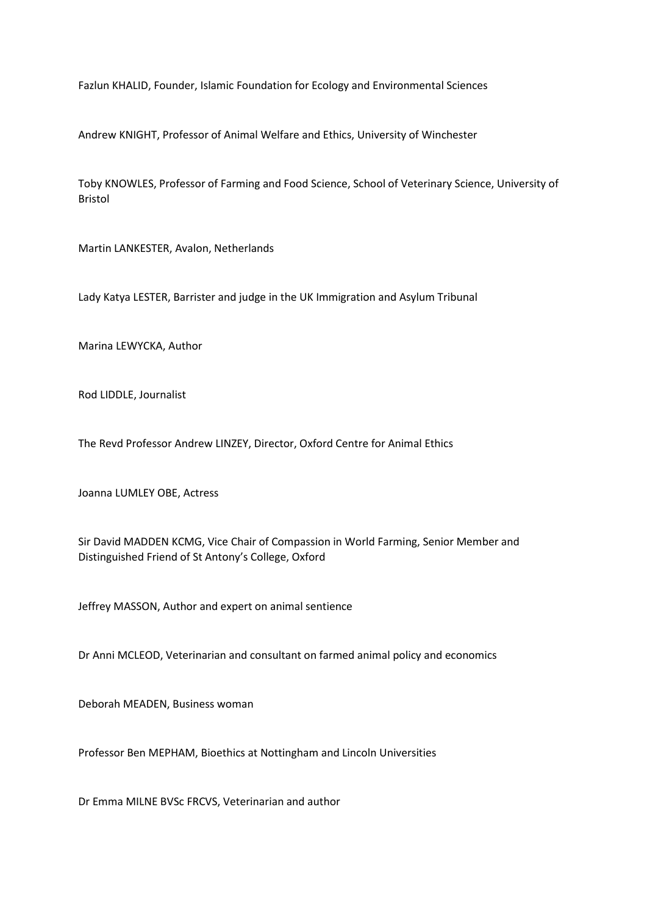Fazlun KHALID, Founder, Islamic Foundation for Ecology and Environmental Sciences

Andrew KNIGHT, Professor of Animal Welfare and Ethics, University of Winchester

Toby KNOWLES, Professor of Farming and Food Science, School of Veterinary Science, University of Bristol

Martin LANKESTER, Avalon, Netherlands

Lady Katya LESTER, Barrister and judge in the UK Immigration and Asylum Tribunal

Marina LEWYCKA, Author

Rod LIDDLE, Journalist

The Revd Professor Andrew LINZEY, Director, Oxford Centre for Animal Ethics

Joanna LUMLEY OBE, Actress

Sir David MADDEN KCMG, Vice Chair of Compassion in World Farming, Senior Member and Distinguished Friend of St Antony's College, Oxford

Jeffrey MASSON, Author and expert on animal sentience

Dr Anni MCLEOD, Veterinarian and consultant on farmed animal policy and economics

Deborah MEADEN, Business woman

Professor Ben MEPHAM, Bioethics at Nottingham and Lincoln Universities

Dr Emma MILNE BVSc FRCVS, Veterinarian and author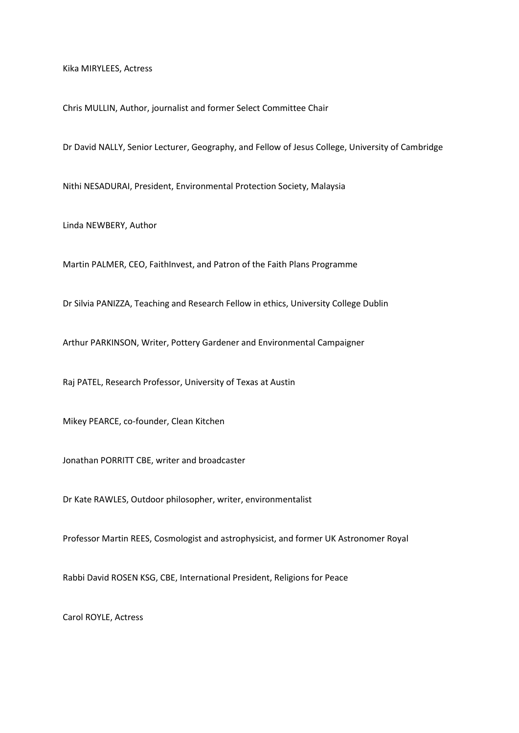Kika MIRYLEES, Actress

Chris MULLIN, Author, journalist and former Select Committee Chair

Dr David NALLY, Senior Lecturer, Geography, and Fellow of Jesus College, University of Cambridge

Nithi NESADURAI, President, Environmental Protection Society, Malaysia

Linda NEWBERY, Author

Martin PALMER, CEO, FaithInvest, and Patron of the Faith Plans Programme

Dr Silvia PANIZZA, Teaching and Research Fellow in ethics, University College Dublin

Arthur PARKINSON, Writer, Pottery Gardener and Environmental Campaigner

Raj PATEL, Research Professor, University of Texas at Austin

Mikey PEARCE, co-founder, Clean Kitchen

Jonathan PORRITT CBE, writer and broadcaster

Dr Kate RAWLES, Outdoor philosopher, writer, environmentalist

Professor Martin REES, Cosmologist and astrophysicist, and former UK Astronomer Royal

Rabbi David ROSEN KSG, CBE, International President, Religions for Peace

Carol ROYLE, Actress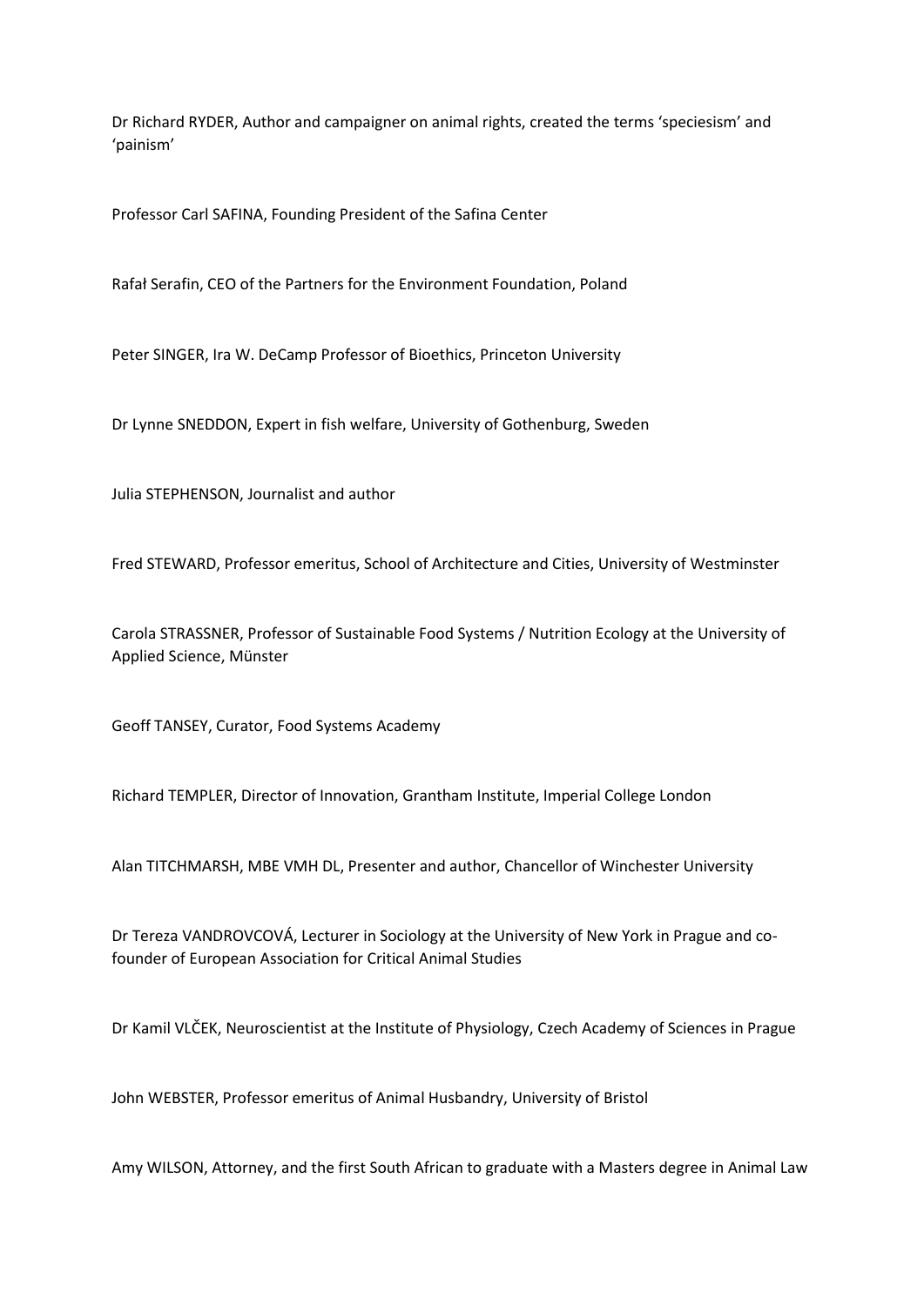Dr Richard RYDER, Author and campaigner on animal rights, created the terms 'speciesism' and 'painism'

Professor Carl SAFINA, Founding President of the Safina Center

Rafał Serafin, CEO of the Partners for the Environment Foundation, Poland

Peter SINGER, Ira W. DeCamp Professor of Bioethics, Princeton University

Dr Lynne SNEDDON, Expert in fish welfare, University of Gothenburg, Sweden

Julia STEPHENSON, Journalist and author

Fred STEWARD, Professor emeritus, School of Architecture and Cities, University of Westminster

Carola STRASSNER, Professor of Sustainable Food Systems / Nutrition Ecology at the University of Applied Science, Münster

Geoff TANSEY, Curator, Food Systems Academy

Richard TEMPLER, Director of Innovation, Grantham Institute, Imperial College London

Alan TITCHMARSH, MBE VMH DL, Presenter and author, Chancellor of Winchester University

Dr Tereza VANDROVCOVÁ, Lecturer in Sociology at the University of New York in Prague and co-founder of European Association for Critical Animal Studies

Dr Kamil VLČEK, Neuroscientist at the Institute of Physiology, Czech Academy of Sciences in Prague

John WEBSTER, Professor emeritus of Animal Husbandry, University of Bristol

Amy WILSON, Attorney, and the first South African to graduate with a Masters degree in Animal Law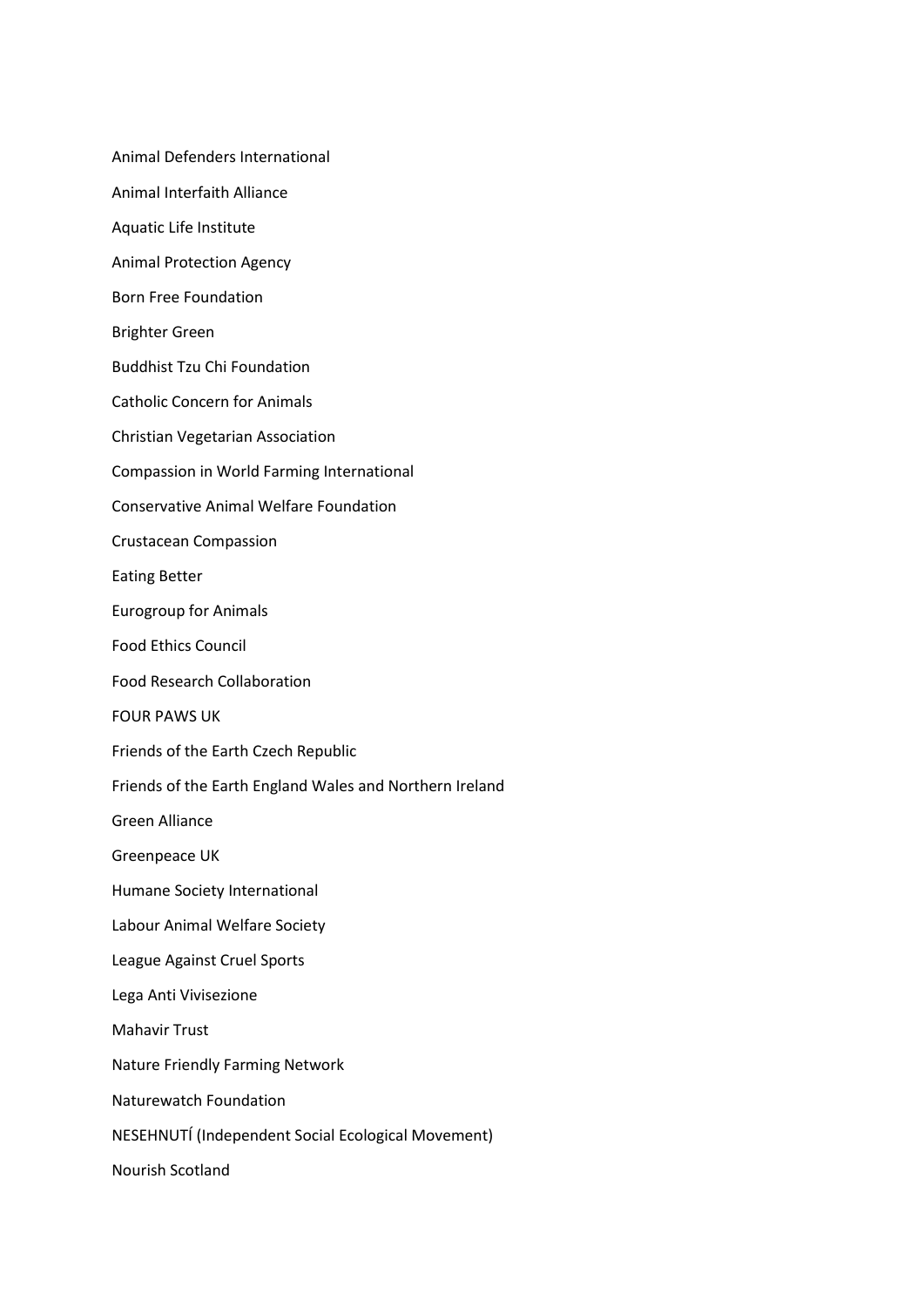Animal Defenders International

Animal Interfaith Alliance

Aquatic Life Institute

Animal Protection Agency

Born Free Foundation

Brighter Green

Buddhist Tzu Chi Foundation

Catholic Concern for Animals

Christian Vegetarian Association

Compassion in World Farming International

Conservative Animal Welfare Foundation

Crustacean Compassion

Eating Better

Eurogroup for Animals

Food Ethics Council

Food Research Collaboration

FOUR PAWS UK

Friends of the Earth Czech Republic

Friends of the Earth England Wales and Northern Ireland

Green Alliance

Greenpeace UK

Humane Society International

Labour Animal Welfare Society

League Against Cruel Sports

Lega Anti Vivisezione

Mahavir Trust

Nature Friendly Farming Network

Naturewatch Foundation

NESEHNUTÍ (Independent Social Ecological Movement)

Nourish Scotland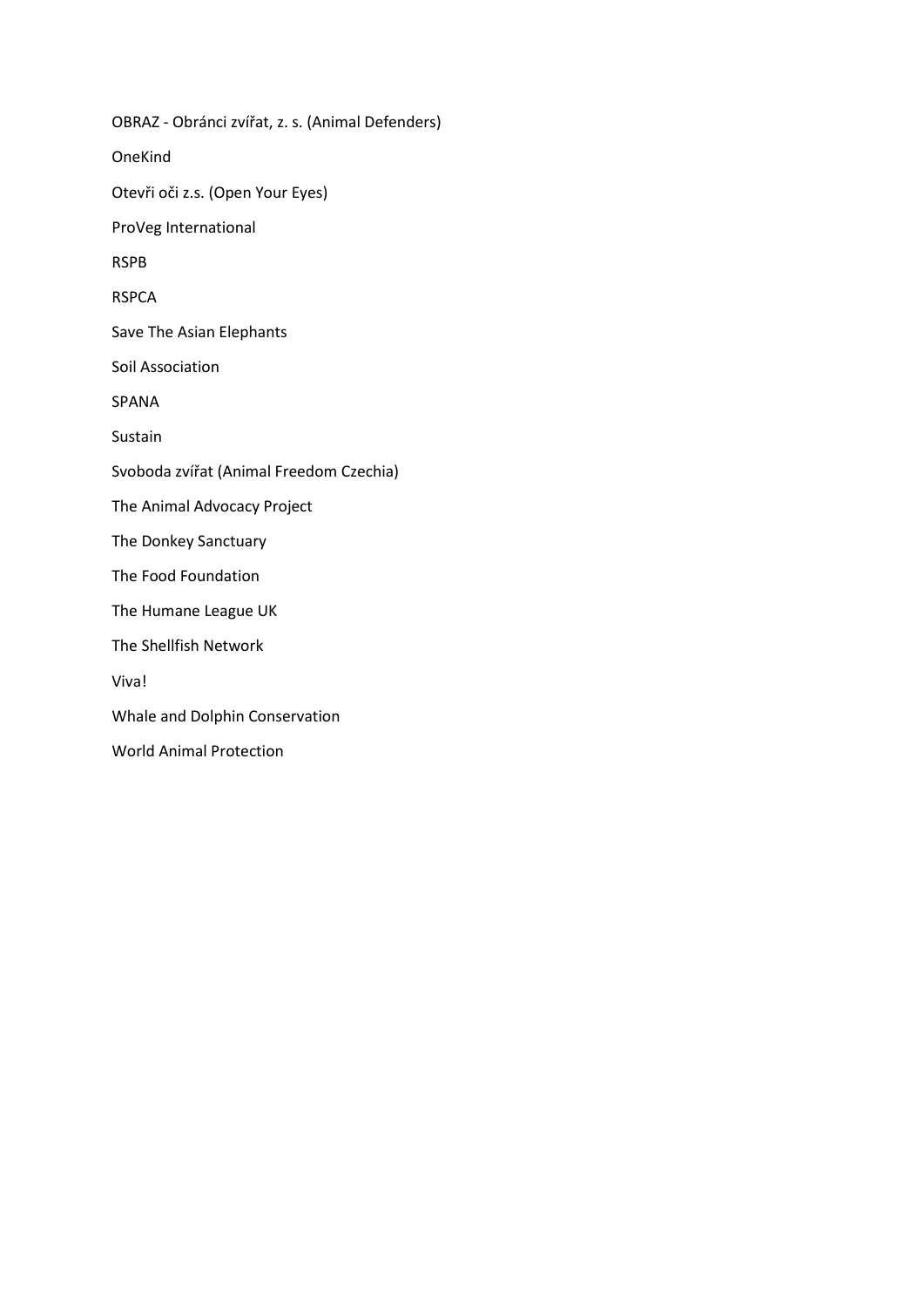OBRAZ - Obránci zvířat, z. s. (Animal Defenders)

OneKind

Otevři oči z.s. (Open Your Eyes)

ProVeg International

RSPB

RSPCA

Save The Asian Elephants

Soil Association

SPANA

Sustain

Svoboda zvířat (Animal Freedom Czechia)

The Animal Advocacy Project

The Donkey Sanctuary

The Food Foundation

The Humane League UK

The Shellfish Network

Viva!

Whale and Dolphin Conservation

World Animal Protection